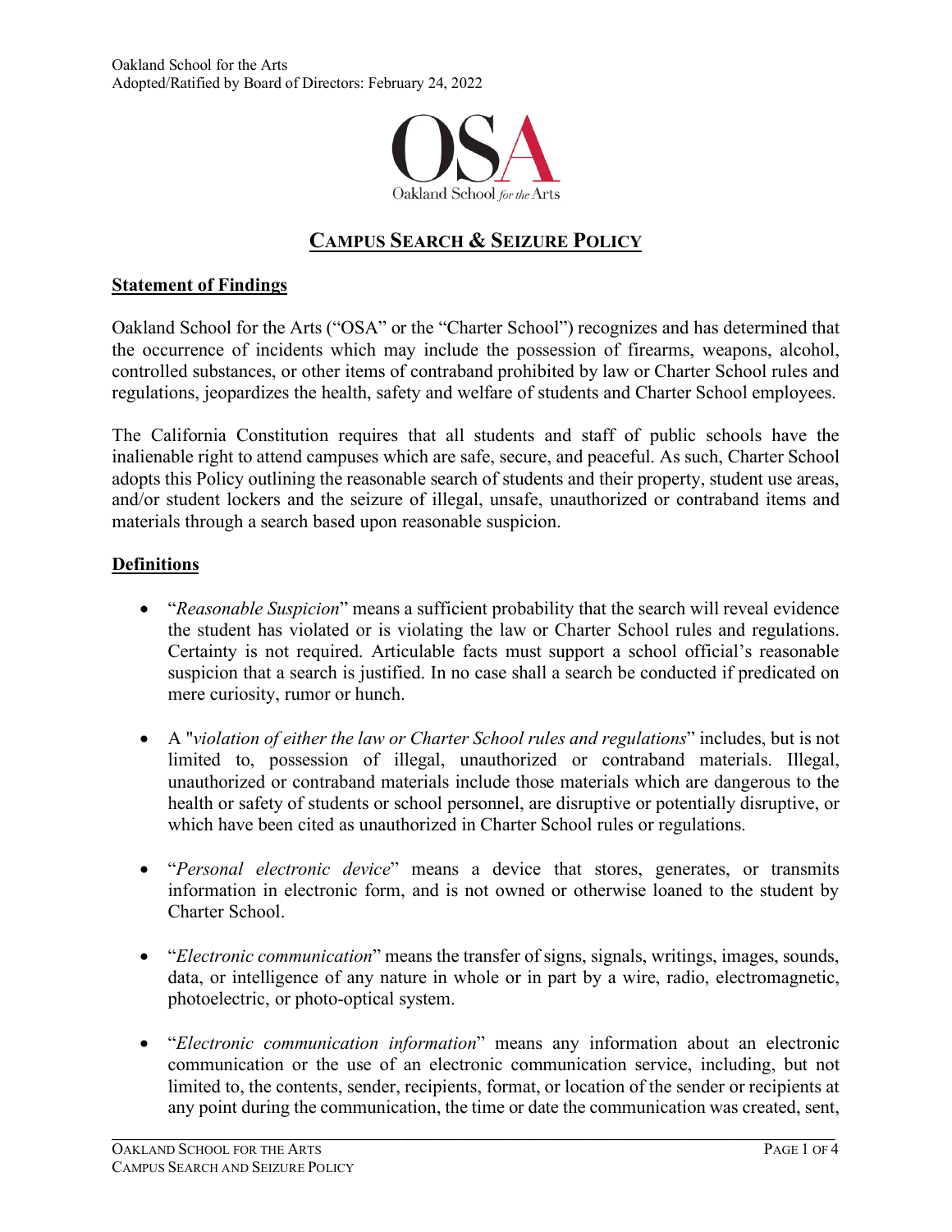Oakland School for the Arts
Adopted/Ratified by Board of Directors: February 24, 2022

OSA
Oakland School *for the* Arts

# CAMPUS SEARCH & SEIZURE POLICY

## Statement of Findings

Oakland School for the Arts ("OSA" or the "Charter School") recognizes and has determined that the occurrence of incidents which may include the possession of firearms, weapons, alcohol, controlled substances, or other items of contraband prohibited by law or Charter School rules and regulations, jeopardizes the health, safety and welfare of students and Charter School employees.

The California Constitution requires that all students and staff of public schools have the inalienable right to attend campuses which are safe, secure, and peaceful. As such, Charter School adopts this Policy outlining the reasonable search of students and their property, student use areas, and/or student lockers and the seizure of illegal, unsafe, unauthorized or contraband items and materials through a search based upon reasonable suspicion.

## Definitions

- "*Reasonable Suspicion*" means a sufficient probability that the search will reveal evidence the student has violated or is violating the law or Charter School rules and regulations. Certainty is not required. Articulable facts must support a school official's reasonable suspicion that a search is justified. In no case shall a search be conducted if predicated on mere curiosity, rumor or hunch.

- A "*violation of either the law or Charter School rules and regulations*" includes, but is not limited to, possession of illegal, unauthorized or contraband materials. Illegal, unauthorized or contraband materials include those materials which are dangerous to the health or safety of students or school personnel, are disruptive or potentially disruptive, or which have been cited as unauthorized in Charter School rules or regulations.

- "*Personal electronic device*" means a device that stores, generates, or transmits information in electronic form, and is not owned or otherwise loaned to the student by Charter School.

- "*Electronic communication*" means the transfer of signs, signals, writings, images, sounds, data, or intelligence of any nature in whole or in part by a wire, radio, electromagnetic, photoelectric, or photo-optical system.

- "*Electronic communication information*" means any information about an electronic communication or the use of an electronic communication service, including, but not limited to, the contents, sender, recipients, format, or location of the sender or recipients at any point during the communication, the time or date the communication was created, sent,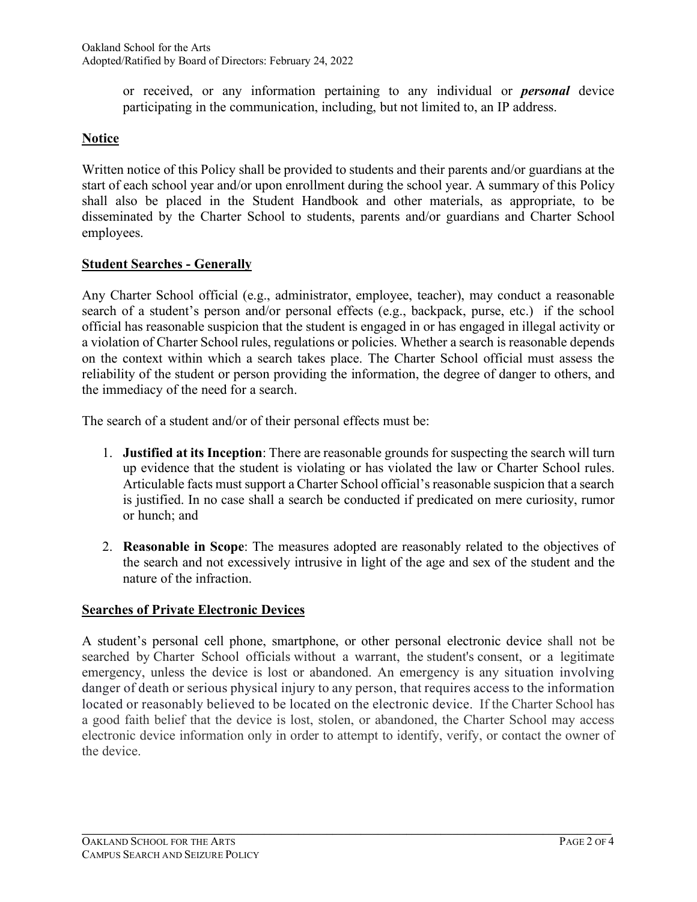or received, or any information pertaining to any individual or ***personal*** device participating in the communication, including, but not limited to, an IP address.

## Notice

Written notice of this Policy shall be provided to students and their parents and/or guardians at the start of each school year and/or upon enrollment during the school year. A summary of this Policy shall also be placed in the Student Handbook and other materials, as appropriate, to be disseminated by the Charter School to students, parents and/or guardians and Charter School employees.

## Student Searches - Generally

Any Charter School official (e.g., administrator, employee, teacher), may conduct a reasonable search of a student's person and/or personal effects (e.g., backpack, purse, etc.) if the school official has reasonable suspicion that the student is engaged in or has engaged in illegal activity or a violation of Charter School rules, regulations or policies. Whether a search is reasonable depends on the context within which a search takes place. The Charter School official must assess the reliability of the student or person providing the information, the degree of danger to others, and the immediacy of the need for a search.

The search of a student and/or of their personal effects must be:

1. **Justified at its Inception**: There are reasonable grounds for suspecting the search will turn up evidence that the student is violating or has violated the law or Charter School rules. Articulable facts must support a Charter School official's reasonable suspicion that a search is justified. In no case shall a search be conducted if predicated on mere curiosity, rumor or hunch; and

2. **Reasonable in Scope**: The measures adopted are reasonably related to the objectives of the search and not excessively intrusive in light of the age and sex of the student and the nature of the infraction.

## Searches of Private Electronic Devices

A student's personal cell phone, smartphone, or other personal electronic device shall not be searched by Charter School officials without a warrant, the student's consent, or a legitimate emergency, unless the device is lost or abandoned. An emergency is any situation involving danger of death or serious physical injury to any person, that requires access to the information located or reasonably believed to be located on the electronic device. If the Charter School has a good faith belief that the device is lost, stolen, or abandoned, the Charter School may access electronic device information only in order to attempt to identify, verify, or contact the owner of the device.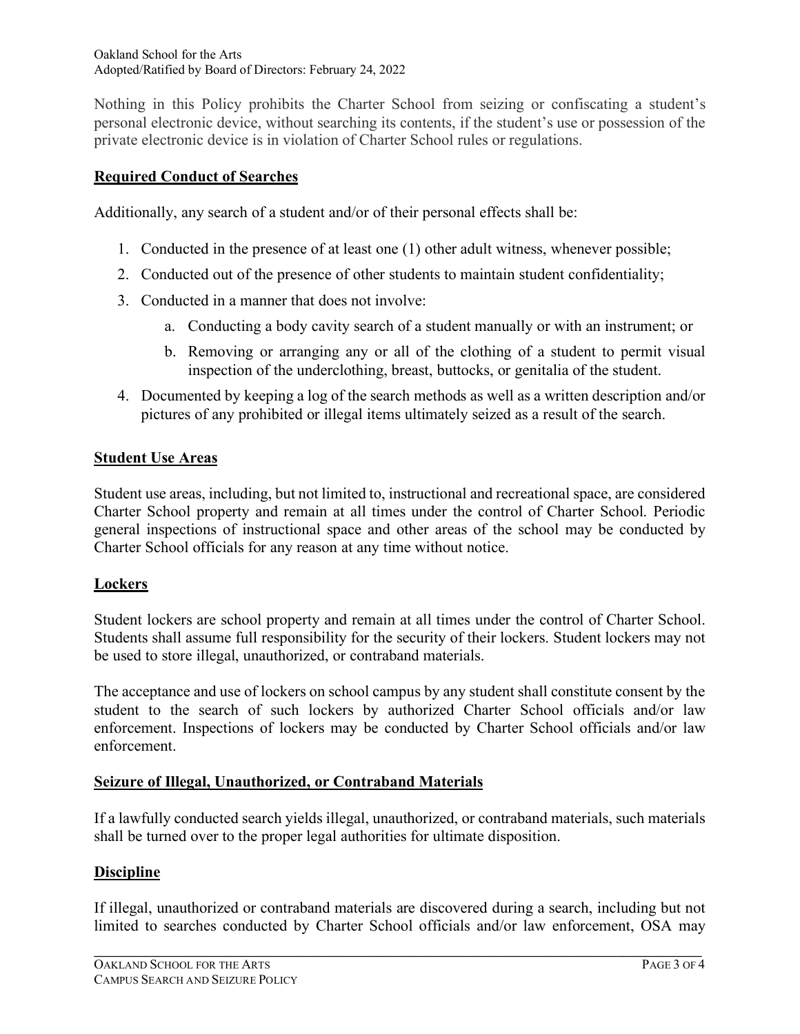Nothing in this Policy prohibits the Charter School from seizing or confiscating a student's personal electronic device, without searching its contents, if the student's use or possession of the private electronic device is in violation of Charter School rules or regulations.

## Required Conduct of Searches

Additionally, any search of a student and/or of their personal effects shall be:

1. Conducted in the presence of at least one (1) other adult witness, whenever possible;
2. Conducted out of the presence of other students to maintain student confidentiality;
3. Conducted in a manner that does not involve:
   a. Conducting a body cavity search of a student manually or with an instrument; or
   b. Removing or arranging any or all of the clothing of a student to permit visual inspection of the underclothing, breast, buttocks, or genitalia of the student.
4. Documented by keeping a log of the search methods as well as a written description and/or pictures of any prohibited or illegal items ultimately seized as a result of the search.

## Student Use Areas

Student use areas, including, but not limited to, instructional and recreational space, are considered Charter School property and remain at all times under the control of Charter School. Periodic general inspections of instructional space and other areas of the school may be conducted by Charter School officials for any reason at any time without notice.

## Lockers

Student lockers are school property and remain at all times under the control of Charter School. Students shall assume full responsibility for the security of their lockers. Student lockers may not be used to store illegal, unauthorized, or contraband materials.

The acceptance and use of lockers on school campus by any student shall constitute consent by the student to the search of such lockers by authorized Charter School officials and/or law enforcement. Inspections of lockers may be conducted by Charter School officials and/or law enforcement.

## Seizure of Illegal, Unauthorized, or Contraband Materials

If a lawfully conducted search yields illegal, unauthorized, or contraband materials, such materials shall be turned over to the proper legal authorities for ultimate disposition.

## Discipline

If illegal, unauthorized or contraband materials are discovered during a search, including but not limited to searches conducted by Charter School officials and/or law enforcement, OSA may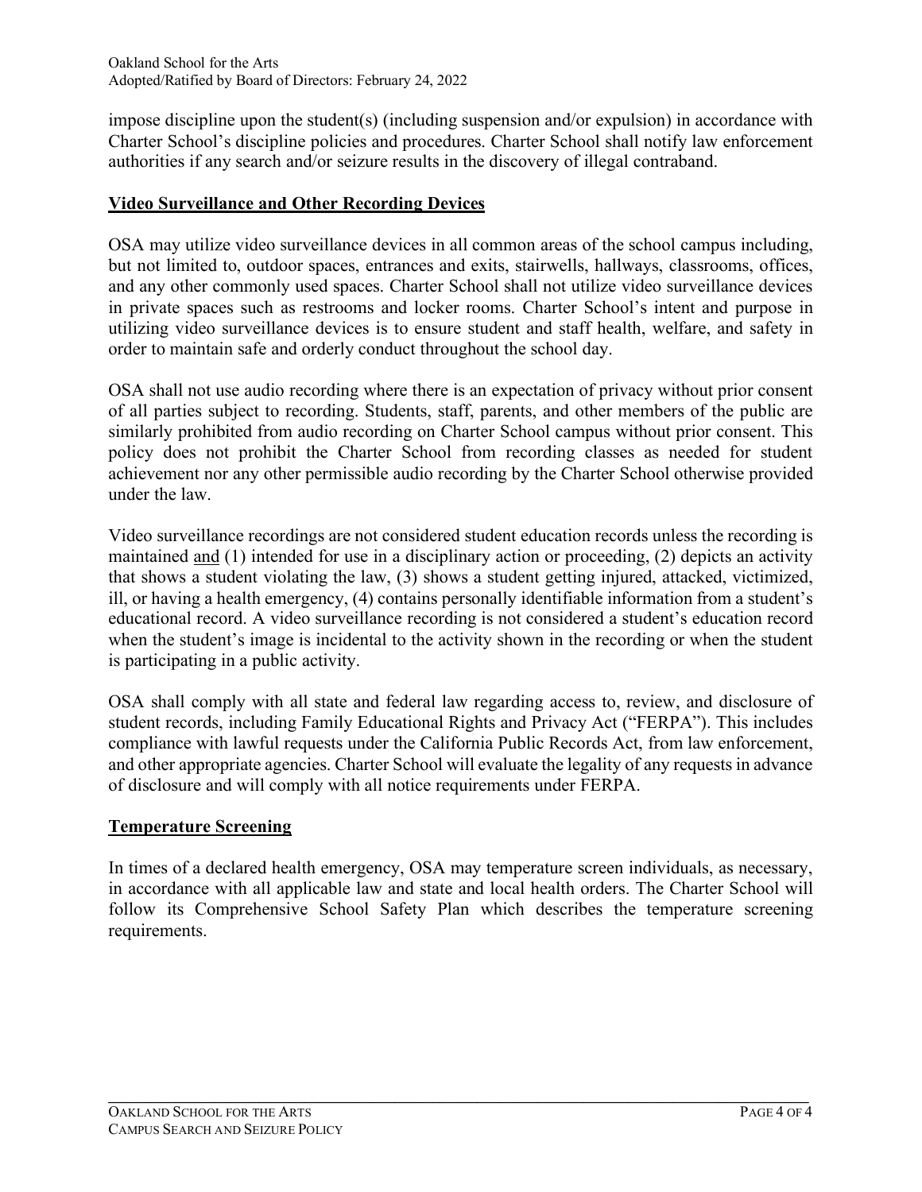impose discipline upon the student(s) (including suspension and/or expulsion) in accordance with Charter School's discipline policies and procedures. Charter School shall notify law enforcement authorities if any search and/or seizure results in the discovery of illegal contraband.

## Video Surveillance and Other Recording Devices

OSA may utilize video surveillance devices in all common areas of the school campus including, but not limited to, outdoor spaces, entrances and exits, stairwells, hallways, classrooms, offices, and any other commonly used spaces. Charter School shall not utilize video surveillance devices in private spaces such as restrooms and locker rooms. Charter School's intent and purpose in utilizing video surveillance devices is to ensure student and staff health, welfare, and safety in order to maintain safe and orderly conduct throughout the school day.

OSA shall not use audio recording where there is an expectation of privacy without prior consent of all parties subject to recording. Students, staff, parents, and other members of the public are similarly prohibited from audio recording on Charter School campus without prior consent. This policy does not prohibit the Charter School from recording classes as needed for student achievement nor any other permissible audio recording by the Charter School otherwise provided under the law.

Video surveillance recordings are not considered student education records unless the recording is maintained and (1) intended for use in a disciplinary action or proceeding, (2) depicts an activity that shows a student violating the law, (3) shows a student getting injured, attacked, victimized, ill, or having a health emergency, (4) contains personally identifiable information from a student's educational record. A video surveillance recording is not considered a student's education record when the student's image is incidental to the activity shown in the recording or when the student is participating in a public activity.

OSA shall comply with all state and federal law regarding access to, review, and disclosure of student records, including Family Educational Rights and Privacy Act ("FERPA"). This includes compliance with lawful requests under the California Public Records Act, from law enforcement, and other appropriate agencies. Charter School will evaluate the legality of any requests in advance of disclosure and will comply with all notice requirements under FERPA.

## Temperature Screening

In times of a declared health emergency, OSA may temperature screen individuals, as necessary, in accordance with all applicable law and state and local health orders. The Charter School will follow its Comprehensive School Safety Plan which describes the temperature screening requirements.